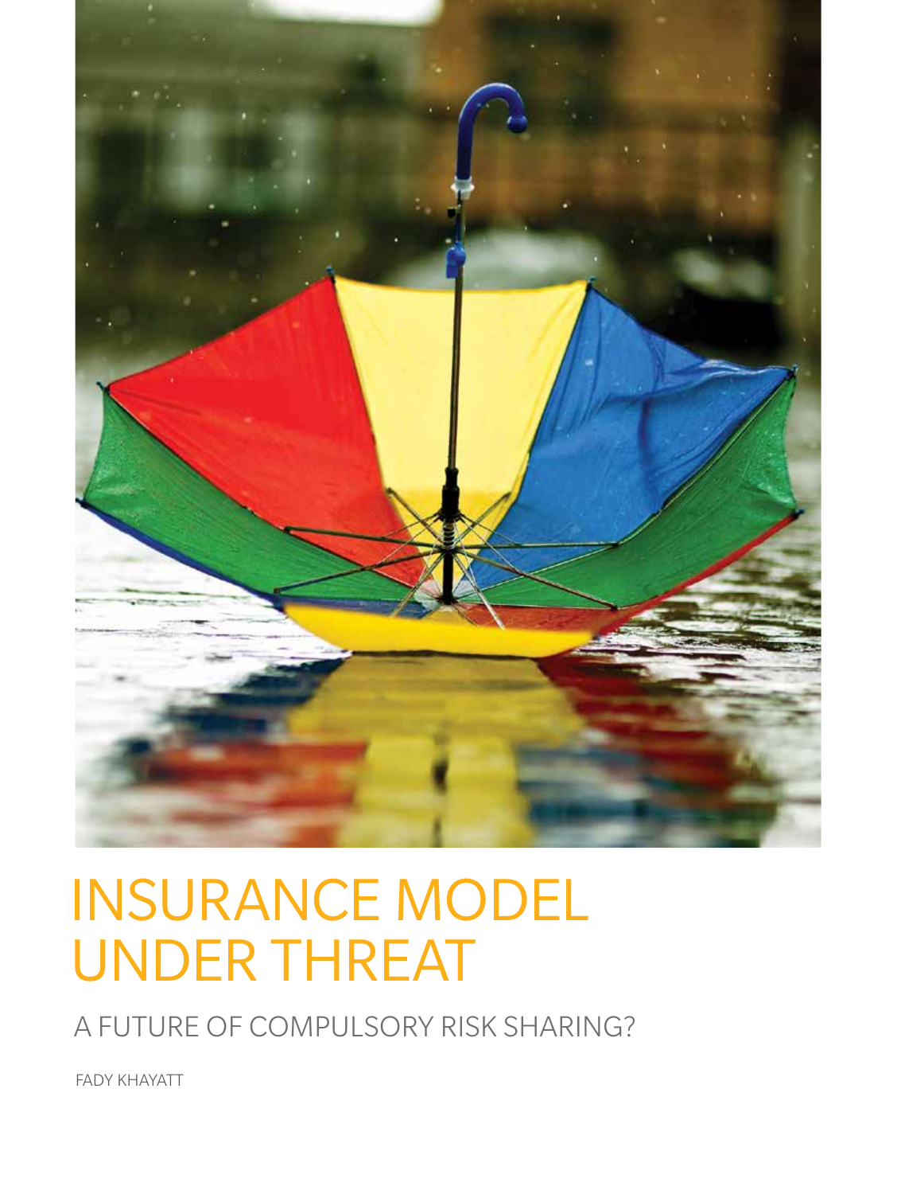# INSURANCE MODEL UNDER THREAT

## A FUTURE OF COMPULSORY RISK SHARING?

FADY KHAYATT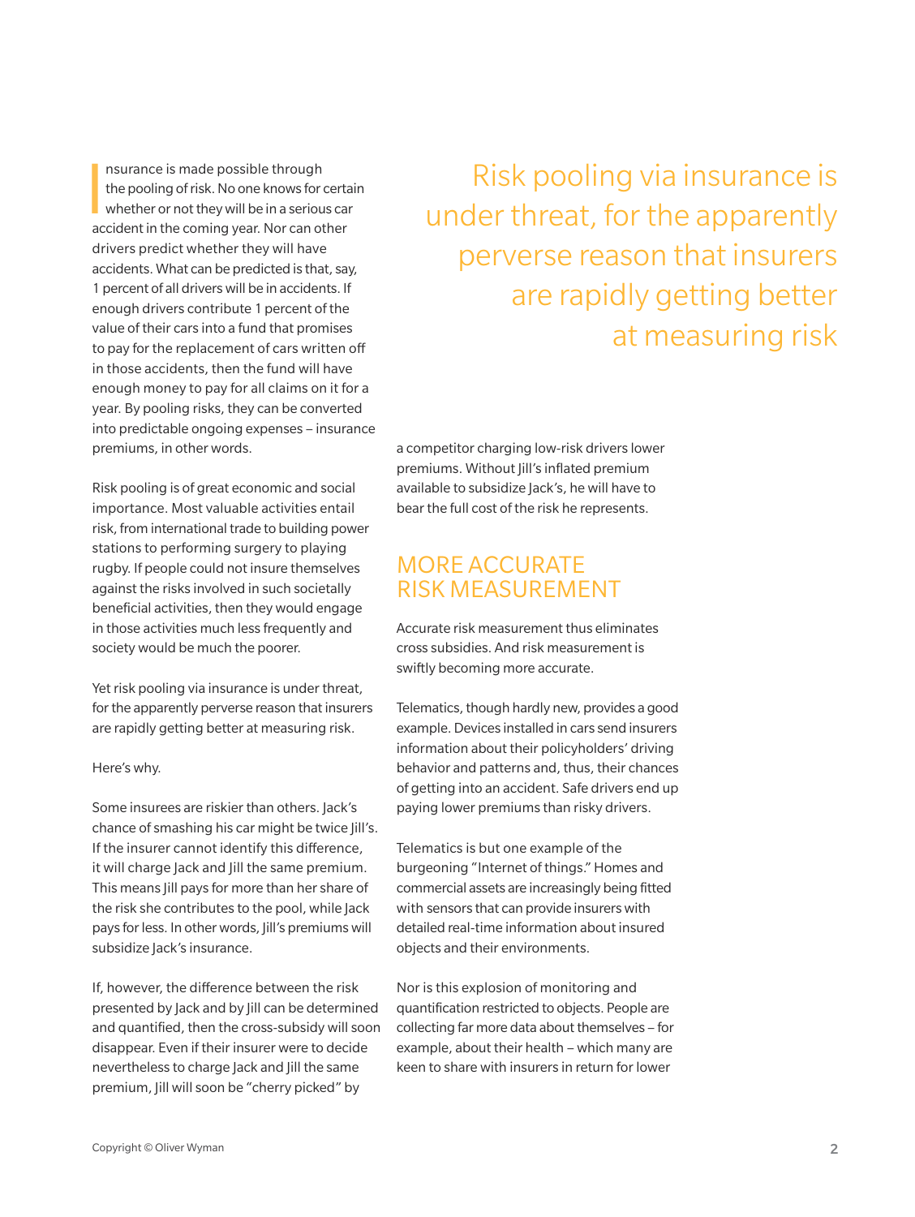Insurance is made possible through the pooling of risk. No one knows for certain whether or not they will be in a serious car accident in the coming year. Nor can other drivers predict whether they will have accidents. What can be predicted is that, say, 1 percent of all drivers will be in accidents. If enough drivers contribute 1 percent of the value of their cars into a fund that promises to pay for the replacement of cars written off in those accidents, then the fund will have enough money to pay for all claims on it for a year. By pooling risks, they can be converted into predictable ongoing expenses – insurance premiums, in other words.

Risk pooling is of great economic and social importance. Most valuable activities entail risk, from international trade to building power stations to performing surgery to playing rugby. If people could not insure themselves against the risks involved in such societally beneficial activities, then they would engage in those activities much less frequently and society would be much the poorer.

Yet risk pooling via insurance is under threat, for the apparently perverse reason that insurers are rapidly getting better at measuring risk.

> Risk pooling via insurance is under threat, for the apparently perverse reason that insurers are rapidly getting better at measuring risk

Here's why.

Some insurees are riskier than others. Jack's chance of smashing his car might be twice Jill's. If the insurer cannot identify this difference, it will charge Jack and Jill the same premium. This means Jill pays for more than her share of the risk she contributes to the pool, while Jack pays for less. In other words, Jill's premiums will subsidize Jack's insurance.

If, however, the difference between the risk presented by Jack and by Jill can be determined and quantified, then the cross-subsidy will soon disappear. Even if their insurer were to decide nevertheless to charge Jack and Jill the same premium, Jill will soon be "cherry picked" by a competitor charging low-risk drivers lower premiums. Without Jill's inflated premium available to subsidize Jack's, he will have to bear the full cost of the risk he represents.

## MORE ACCURATE RISK MEASUREMENT

Accurate risk measurement thus eliminates cross subsidies. And risk measurement is swiftly becoming more accurate.

Telematics, though hardly new, provides a good example. Devices installed in cars send insurers information about their policyholders' driving behavior and patterns and, thus, their chances of getting into an accident. Safe drivers end up paying lower premiums than risky drivers.

Telematics is but one example of the burgeoning "Internet of things." Homes and commercial assets are increasingly being fitted with sensors that can provide insurers with detailed real-time information about insured objects and their environments.

Nor is this explosion of monitoring and quantification restricted to objects. People are collecting far more data about themselves – for example, about their health – which many are keen to share with insurers in return for lower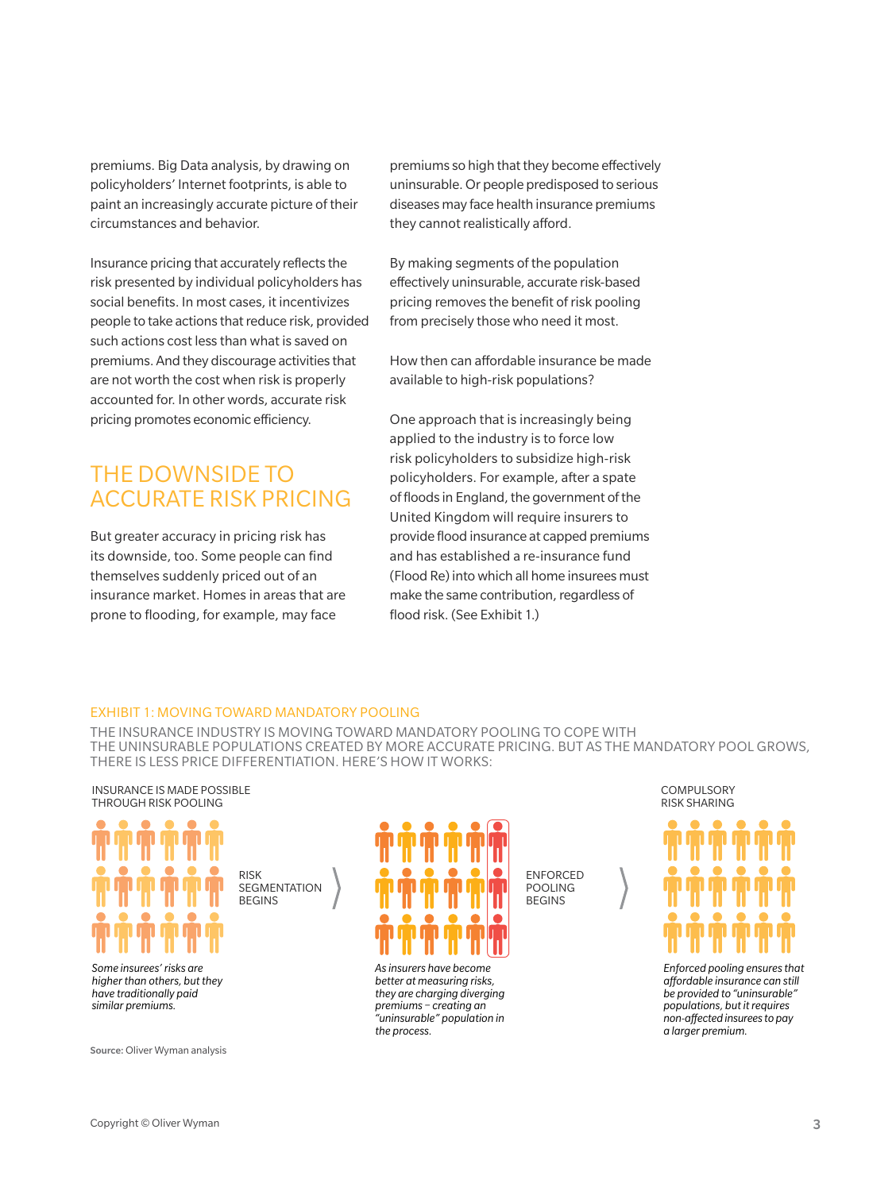premiums. Big Data analysis, by drawing on policyholders' Internet footprints, is able to paint an increasingly accurate picture of their circumstances and behavior.

Insurance pricing that accurately reflects the risk presented by individual policyholders has social benefits. In most cases, it incentivizes people to take actions that reduce risk, provided such actions cost less than what is saved on premiums. And they discourage activities that are not worth the cost when risk is properly accounted for. In other words, accurate risk pricing promotes economic efficiency.

## THE DOWNSIDE TO ACCURATE RISK PRICING

But greater accuracy in pricing risk has its downside, too. Some people can find themselves suddenly priced out of an insurance market. Homes in areas that are prone to flooding, for example, may face premiums so high that they become effectively uninsurable. Or people predisposed to serious diseases may face health insurance premiums they cannot realistically afford.

By making segments of the population effectively uninsurable, accurate risk-based pricing removes the benefit of risk pooling from precisely those who need it most.

How then can affordable insurance be made available to high-risk populations?

One approach that is increasingly being applied to the industry is to force low risk policyholders to subsidize high-risk policyholders. For example, after a spate of floods in England, the government of the United Kingdom will require insurers to provide flood insurance at capped premiums and has established a re-insurance fund (Flood Re) into which all home insurees must make the same contribution, regardless of flood risk. (See Exhibit 1.)

EXHIBIT 1: MOVING TOWARD MANDATORY POOLING

THE INSURANCE INDUSTRY IS MOVING TOWARD MANDATORY POOLING TO COPE WITH THE UNINSURABLE POPULATIONS CREATED BY MORE ACCURATE PRICING. BUT AS THE MANDATORY POOL GROWS, THERE IS LESS PRICE DIFFERENTIATION. HERE'S HOW IT WORKS:

INSURANCE IS MADE POSSIBLE THROUGH RISK POOLING

*Some insurees' risks are higher than others, but they have traditionally paid similar premiums.*

RISK SEGMENTATION BEGINS

*As insurers have become better at measuring risks, they are charging diverging premiums – creating an "uninsurable" population in the process.*

ENFORCED POOLING BEGINS

COMPULSORY RISK SHARING

*Enforced pooling ensures that affordable insurance can still be provided to "uninsurable" populations, but it requires non-affected insurees to pay a larger premium.*

**Source:** Oliver Wyman analysis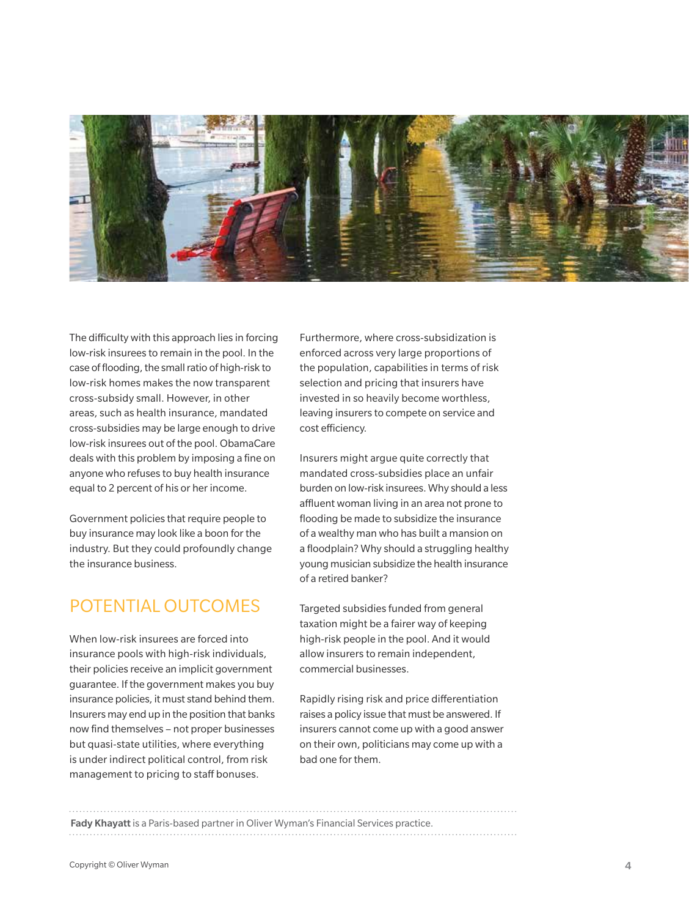The difficulty with this approach lies in forcing low-risk insurees to remain in the pool. In the case of flooding, the small ratio of high-risk to low-risk homes makes the now transparent cross-subsidy small. However, in other areas, such as health insurance, mandated cross-subsidies may be large enough to drive low-risk insurees out of the pool. ObamaCare deals with this problem by imposing a fine on anyone who refuses to buy health insurance equal to 2 percent of his or her income.

Government policies that require people to buy insurance may look like a boon for the industry. But they could profoundly change the insurance business.

## POTENTIAL OUTCOMES

When low-risk insurees are forced into insurance pools with high-risk individuals, their policies receive an implicit government guarantee. If the government makes you buy insurance policies, it must stand behind them. Insurers may end up in the position that banks now find themselves – not proper businesses but quasi-state utilities, where everything is under indirect political control, from risk management to pricing to staff bonuses.

Furthermore, where cross-subsidization is enforced across very large proportions of the population, capabilities in terms of risk selection and pricing that insurers have invested in so heavily become worthless, leaving insurers to compete on service and cost efficiency.

Insurers might argue quite correctly that mandated cross-subsidies place an unfair burden on low-risk insurees. Why should a less affluent woman living in an area not prone to flooding be made to subsidize the insurance of a wealthy man who has built a mansion on a floodplain? Why should a struggling healthy young musician subsidize the health insurance of a retired banker?

Targeted subsidies funded from general taxation might be a fairer way of keeping high-risk people in the pool. And it would allow insurers to remain independent, commercial businesses.

Rapidly rising risk and price differentiation raises a policy issue that must be answered. If insurers cannot come up with a good answer on their own, politicians may come up with a bad one for them.

---

**Fady Khayatt** is a Paris-based partner in Oliver Wyman's Financial Services practice.

Copyright © Oliver Wyman